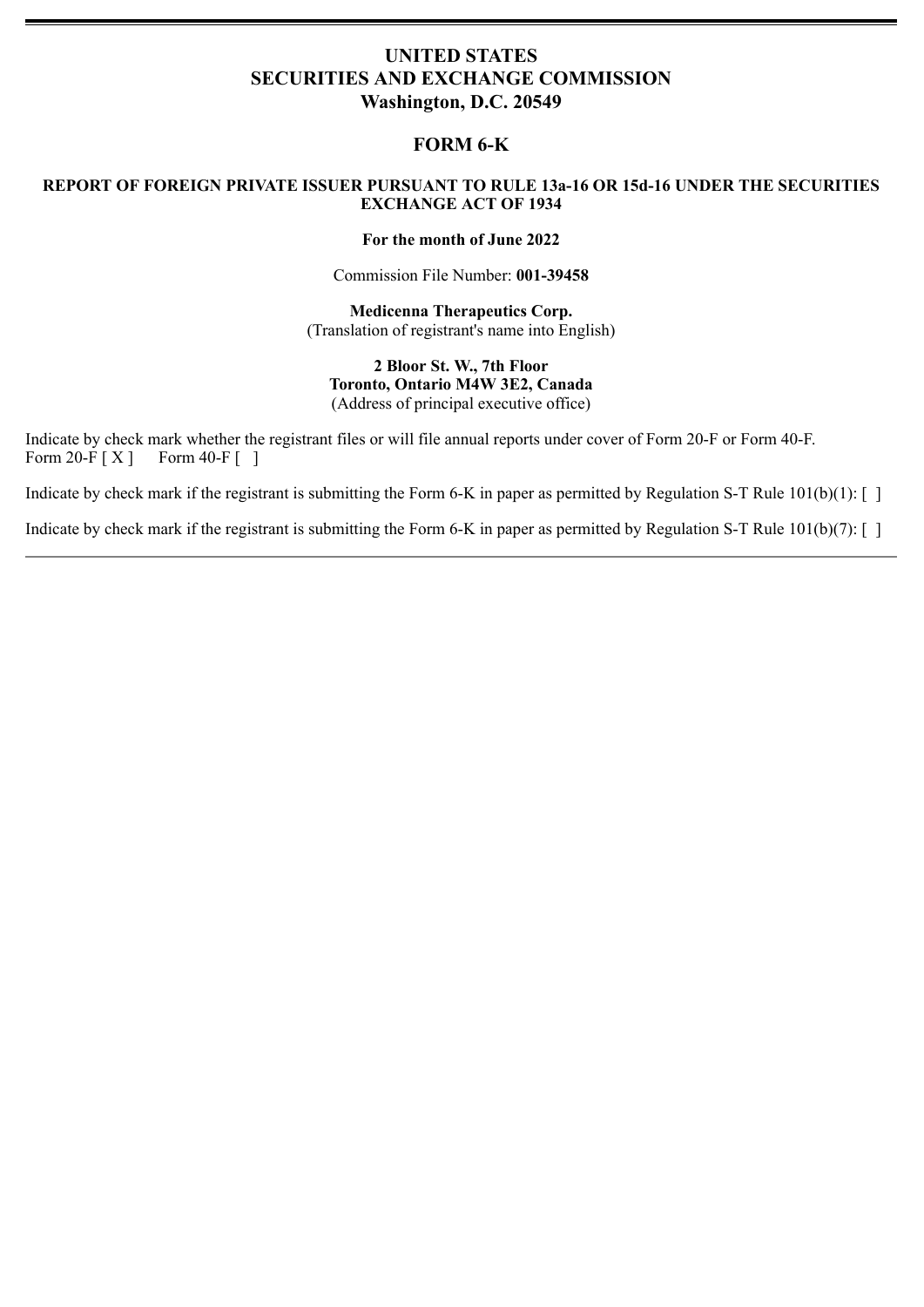# UNITED STATES
# SECURITIES AND EXCHANGE COMMISSION
## Washington, D.C. 20549

## FORM 6-K

**REPORT OF FOREIGN PRIVATE ISSUER PURSUANT TO RULE 13a-16 OR 15d-16 UNDER THE SECURITIES EXCHANGE ACT OF 1934**

**For the month of June 2022**

Commission File Number: **001-39458**

**Medicenna Therapeutics Corp.**
(Translation of registrant's name into English)

**2 Bloor St. W., 7th Floor**
**Toronto, Ontario M4W 3E2, Canada**
(Address of principal executive office)

Indicate by check mark whether the registrant files or will file annual reports under cover of Form 20-F or Form 40-F.
Form 20-F [ X ]     Form 40-F [ ]

Indicate by check mark if the registrant is submitting the Form 6-K in paper as permitted by Regulation S-T Rule 101(b)(1): [ ]

Indicate by check mark if the registrant is submitting the Form 6-K in paper as permitted by Regulation S-T Rule 101(b)(7): [ ]

---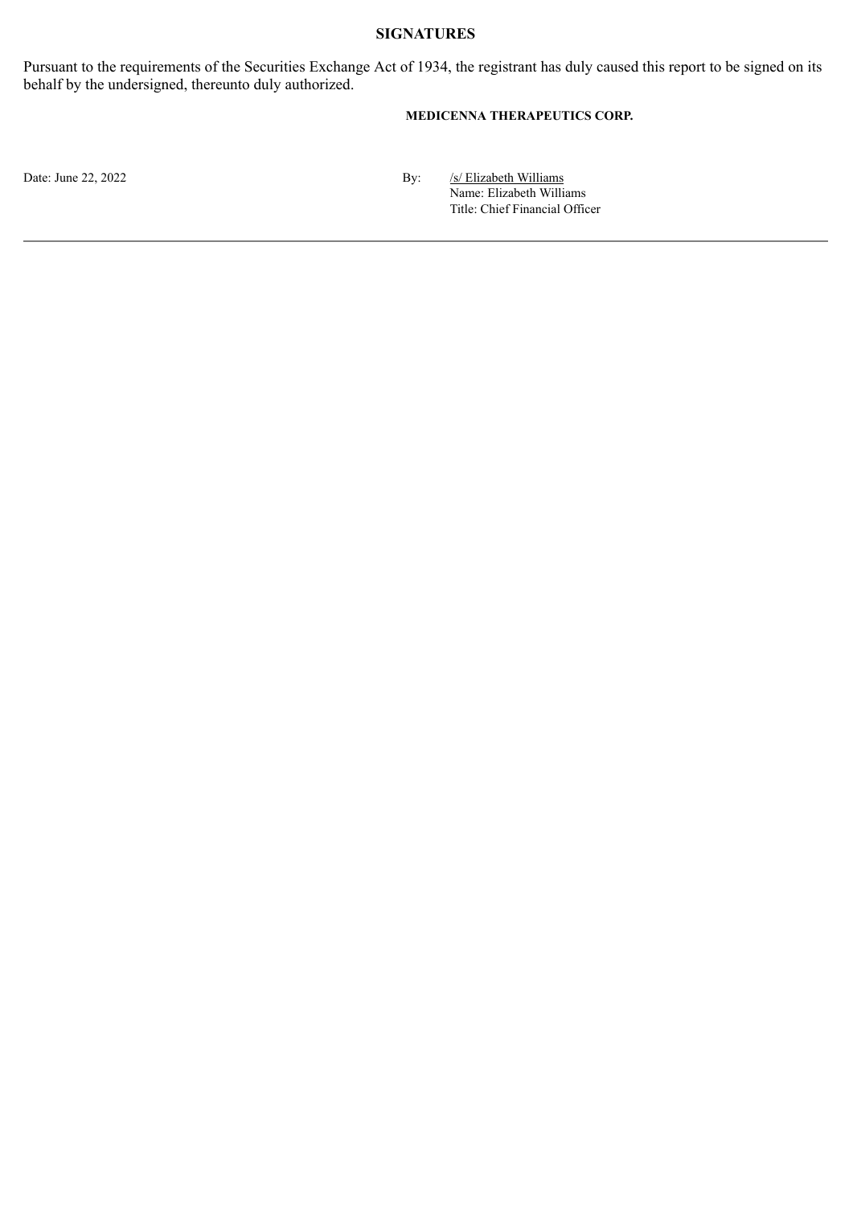## SIGNATURES

Pursuant to the requirements of the Securities Exchange Act of 1934, the registrant has duly caused this report to be signed on its behalf by the undersigned, thereunto duly authorized.

**MEDICENNA THERAPEUTICS CORP.**

Date: June 22, 2022

By: /s/ Elizabeth Williams
Name: Elizabeth Williams
Title: Chief Financial Officer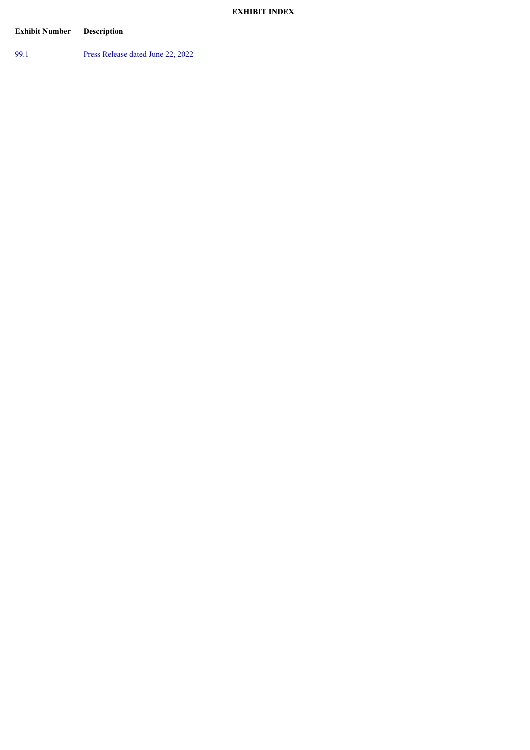**EXHIBIT INDEX**

| Exhibit Number | Description |
| --- | --- |
| 99.1 | Press Release dated June 22, 2022 |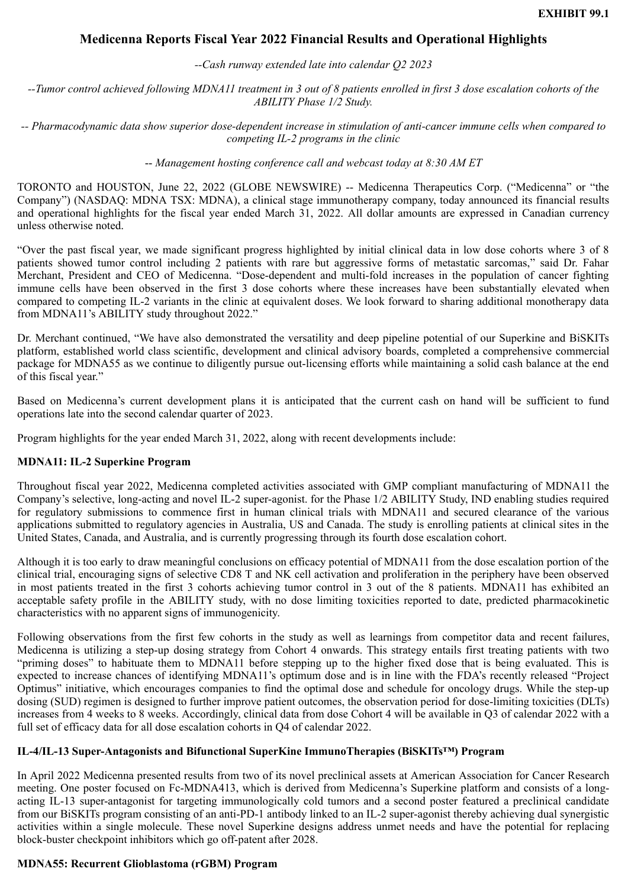**EXHIBIT 99.1**

# Medicenna Reports Fiscal Year 2022 Financial Results and Operational Highlights

*--Cash runway extended late into calendar Q2 2023*

*--Tumor control achieved following MDNA11 treatment in 3 out of 8 patients enrolled in first 3 dose escalation cohorts of the ABILITY Phase 1/2 Study.*

*-- Pharmacodynamic data show superior dose-dependent increase in stimulation of anti-cancer immune cells when compared to competing IL-2 programs in the clinic*

*-- Management hosting conference call and webcast today at 8:30 AM ET*

TORONTO and HOUSTON, June 22, 2022 (GLOBE NEWSWIRE) -- Medicenna Therapeutics Corp. ("Medicenna" or "the Company") (NASDAQ: MDNA TSX: MDNA), a clinical stage immunotherapy company, today announced its financial results and operational highlights for the fiscal year ended March 31, 2022. All dollar amounts are expressed in Canadian currency unless otherwise noted.

"Over the past fiscal year, we made significant progress highlighted by initial clinical data in low dose cohorts where 3 of 8 patients showed tumor control including 2 patients with rare but aggressive forms of metastatic sarcomas," said Dr. Fahar Merchant, President and CEO of Medicenna. "Dose-dependent and multi-fold increases in the population of cancer fighting immune cells have been observed in the first 3 dose cohorts where these increases have been substantially elevated when compared to competing IL-2 variants in the clinic at equivalent doses. We look forward to sharing additional monotherapy data from MDNA11's ABILITY study throughout 2022."

Dr. Merchant continued, "We have also demonstrated the versatility and deep pipeline potential of our Superkine and BiSKITs platform, established world class scientific, development and clinical advisory boards, completed a comprehensive commercial package for MDNA55 as we continue to diligently pursue out-licensing efforts while maintaining a solid cash balance at the end of this fiscal year."

Based on Medicenna's current development plans it is anticipated that the current cash on hand will be sufficient to fund operations late into the second calendar quarter of 2023.

Program highlights for the year ended March 31, 2022, along with recent developments include:

## MDNA11: IL-2 Superkine Program

Throughout fiscal year 2022, Medicenna completed activities associated with GMP compliant manufacturing of MDNA11 the Company's selective, long-acting and novel IL-2 super-agonist. for the Phase 1/2 ABILITY Study, IND enabling studies required for regulatory submissions to commence first in human clinical trials with MDNA11 and secured clearance of the various applications submitted to regulatory agencies in Australia, US and Canada. The study is enrolling patients at clinical sites in the United States, Canada, and Australia, and is currently progressing through its fourth dose escalation cohort.

Although it is too early to draw meaningful conclusions on efficacy potential of MDNA11 from the dose escalation portion of the clinical trial, encouraging signs of selective CD8 T and NK cell activation and proliferation in the periphery have been observed in most patients treated in the first 3 cohorts achieving tumor control in 3 out of the 8 patients. MDNA11 has exhibited an acceptable safety profile in the ABILITY study, with no dose limiting toxicities reported to date, predicted pharmacokinetic characteristics with no apparent signs of immunogenicity.

Following observations from the first few cohorts in the study as well as learnings from competitor data and recent failures, Medicenna is utilizing a step-up dosing strategy from Cohort 4 onwards. This strategy entails first treating patients with two "priming doses" to habituate them to MDNA11 before stepping up to the higher fixed dose that is being evaluated. This is expected to increase chances of identifying MDNA11's optimum dose and is in line with the FDA's recently released "Project Optimus" initiative, which encourages companies to find the optimal dose and schedule for oncology drugs. While the step-up dosing (SUD) regimen is designed to further improve patient outcomes, the observation period for dose-limiting toxicities (DLTs) increases from 4 weeks to 8 weeks. Accordingly, clinical data from dose Cohort 4 will be available in Q3 of calendar 2022 with a full set of efficacy data for all dose escalation cohorts in Q4 of calendar 2022.

## IL-4/IL-13 Super-Antagonists and Bifunctional SuperKine ImmunoTherapies (BiSKITs™) Program

In April 2022 Medicenna presented results from two of its novel preclinical assets at American Association for Cancer Research meeting. One poster focused on Fc-MDNA413, which is derived from Medicenna's Superkine platform and consists of a long-acting IL-13 super-antagonist for targeting immunologically cold tumors and a second poster featured a preclinical candidate from our BiSKITs program consisting of an anti-PD-1 antibody linked to an IL-2 super-agonist thereby achieving dual synergistic activities within a single molecule. These novel Superkine designs address unmet needs and have the potential for replacing block-buster checkpoint inhibitors which go off-patent after 2028.

## MDNA55: Recurrent Glioblastoma (rGBM) Program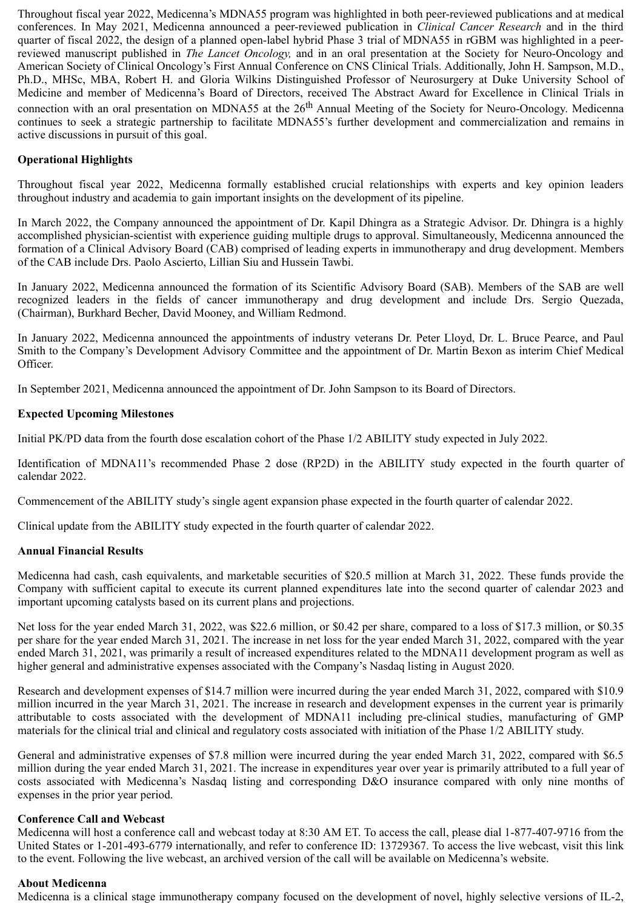Throughout fiscal year 2022, Medicenna's MDNA55 program was highlighted in both peer-reviewed publications and at medical conferences. In May 2021, Medicenna announced a peer-reviewed publication in *Clinical Cancer Research* and in the third quarter of fiscal 2022, the design of a planned open-label hybrid Phase 3 trial of MDNA55 in rGBM was highlighted in a peer-reviewed manuscript published in *The Lancet Oncology,* and in an oral presentation at the Society for Neuro-Oncology and American Society of Clinical Oncology's First Annual Conference on CNS Clinical Trials. Additionally, John H. Sampson, M.D., Ph.D., MHSc, MBA, Robert H. and Gloria Wilkins Distinguished Professor of Neurosurgery at Duke University School of Medicine and member of Medicenna's Board of Directors, received The Abstract Award for Excellence in Clinical Trials in connection with an oral presentation on MDNA55 at the 26th Annual Meeting of the Society for Neuro-Oncology. Medicenna continues to seek a strategic partnership to facilitate MDNA55's further development and commercialization and remains in active discussions in pursuit of this goal.

**Operational Highlights**

Throughout fiscal year 2022, Medicenna formally established crucial relationships with experts and key opinion leaders throughout industry and academia to gain important insights on the development of its pipeline.

In March 2022, the Company announced the appointment of Dr. Kapil Dhingra as a Strategic Advisor. Dr. Dhingra is a highly accomplished physician-scientist with experience guiding multiple drugs to approval. Simultaneously, Medicenna announced the formation of a Clinical Advisory Board (CAB) comprised of leading experts in immunotherapy and drug development. Members of the CAB include Drs. Paolo Ascierto, Lillian Siu and Hussein Tawbi.

In January 2022, Medicenna announced the formation of its Scientific Advisory Board (SAB). Members of the SAB are well recognized leaders in the fields of cancer immunotherapy and drug development and include Drs. Sergio Quezada, (Chairman), Burkhard Becher, David Mooney, and William Redmond.

In January 2022, Medicenna announced the appointments of industry veterans Dr. Peter Lloyd, Dr. L. Bruce Pearce, and Paul Smith to the Company's Development Advisory Committee and the appointment of Dr. Martin Bexon as interim Chief Medical Officer.

In September 2021, Medicenna announced the appointment of Dr. John Sampson to its Board of Directors.

**Expected Upcoming Milestones**

Initial PK/PD data from the fourth dose escalation cohort of the Phase 1/2 ABILITY study expected in July 2022.

Identification of MDNA11's recommended Phase 2 dose (RP2D) in the ABILITY study expected in the fourth quarter of calendar 2022.

Commencement of the ABILITY study's single agent expansion phase expected in the fourth quarter of calendar 2022.

Clinical update from the ABILITY study expected in the fourth quarter of calendar 2022.

**Annual Financial Results**

Medicenna had cash, cash equivalents, and marketable securities of $20.5 million at March 31, 2022. These funds provide the Company with sufficient capital to execute its current planned expenditures late into the second quarter of calendar 2023 and important upcoming catalysts based on its current plans and projections.

Net loss for the year ended March 31, 2022, was $22.6 million, or $0.42 per share, compared to a loss of $17.3 million, or $0.35 per share for the year ended March 31, 2021. The increase in net loss for the year ended March 31, 2022, compared with the year ended March 31, 2021, was primarily a result of increased expenditures related to the MDNA11 development program as well as higher general and administrative expenses associated with the Company's Nasdaq listing in August 2020.

Research and development expenses of $14.7 million were incurred during the year ended March 31, 2022, compared with $10.9 million incurred in the year March 31, 2021. The increase in research and development expenses in the current year is primarily attributable to costs associated with the development of MDNA11 including pre-clinical studies, manufacturing of GMP materials for the clinical trial and clinical and regulatory costs associated with initiation of the Phase 1/2 ABILITY study.

General and administrative expenses of $7.8 million were incurred during the year ended March 31, 2022, compared with $6.5 million during the year ended March 31, 2021. The increase in expenditures year over year is primarily attributed to a full year of costs associated with Medicenna's Nasdaq listing and corresponding D&O insurance compared with only nine months of expenses in the prior year period.

**Conference Call and Webcast**

Medicenna will host a conference call and webcast today at 8:30 AM ET. To access the call, please dial 1-877-407-9716 from the United States or 1-201-493-6779 internationally, and refer to conference ID: 13729367. To access the live webcast, visit this link to the event. Following the live webcast, an archived version of the call will be available on Medicenna's website.

**About Medicenna**

Medicenna is a clinical stage immunotherapy company focused on the development of novel, highly selective versions of IL-2,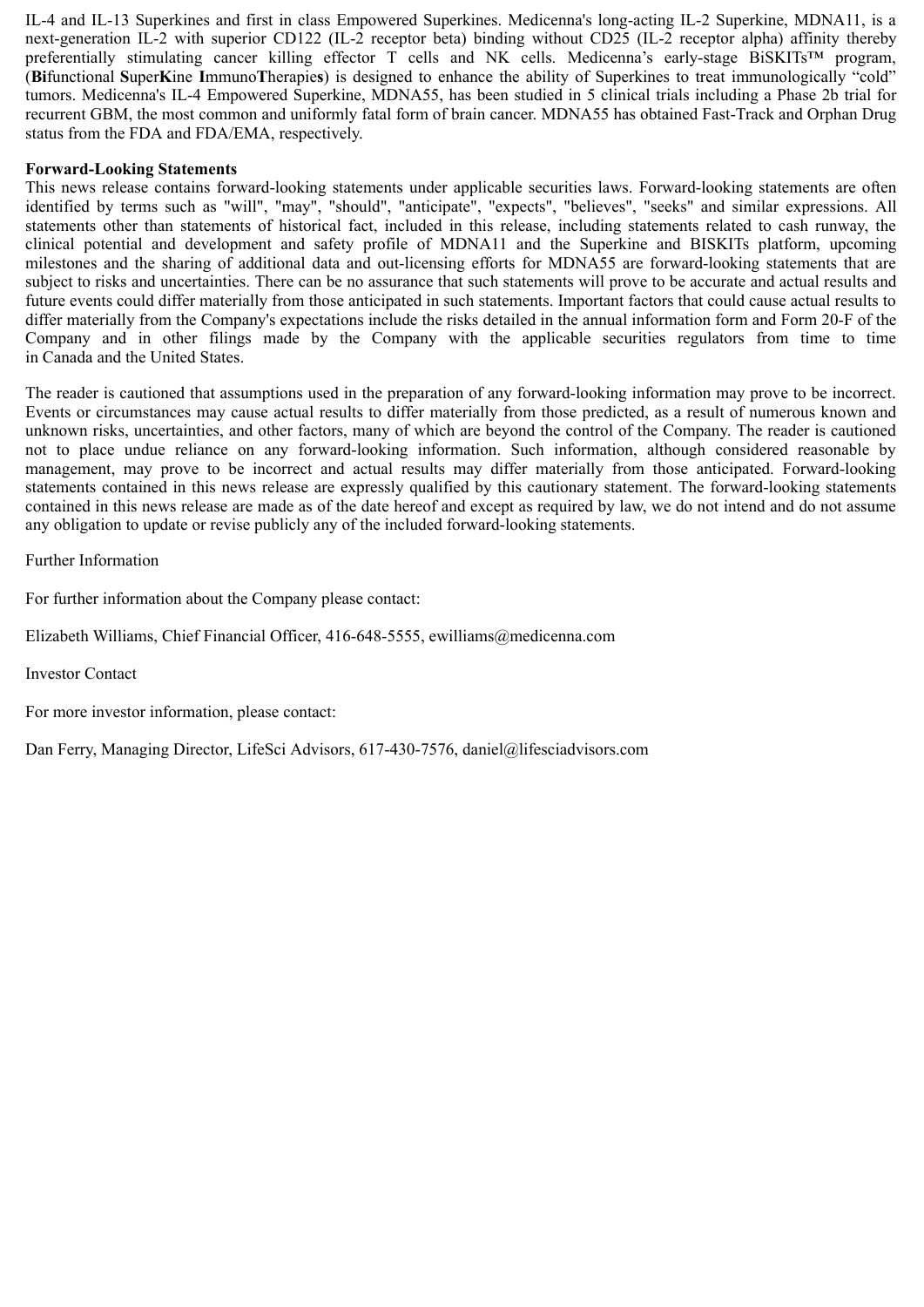IL-4 and IL-13 Superkines and first in class Empowered Superkines. Medicenna's long-acting IL-2 Superkine, MDNA11, is a next-generation IL-2 with superior CD122 (IL-2 receptor beta) binding without CD25 (IL-2 receptor alpha) affinity thereby preferentially stimulating cancer killing effector T cells and NK cells. Medicenna's early-stage BiSKITs™ program, (**Bi**functional **S**uper**K**ine **I**mmuno**T**herapie**s**) is designed to enhance the ability of Superkines to treat immunologically "cold" tumors. Medicenna's IL-4 Empowered Superkine, MDNA55, has been studied in 5 clinical trials including a Phase 2b trial for recurrent GBM, the most common and uniformly fatal form of brain cancer. MDNA55 has obtained Fast-Track and Orphan Drug status from the FDA and FDA/EMA, respectively.

**Forward-Looking Statements**

This news release contains forward-looking statements under applicable securities laws. Forward-looking statements are often identified by terms such as "will", "may", "should", "anticipate", "expects", "believes", "seeks" and similar expressions. All statements other than statements of historical fact, included in this release, including statements related to cash runway, the clinical potential and development and safety profile of MDNA11 and the Superkine and BISKITs platform, upcoming milestones and the sharing of additional data and out-licensing efforts for MDNA55 are forward-looking statements that are subject to risks and uncertainties. There can be no assurance that such statements will prove to be accurate and actual results and future events could differ materially from those anticipated in such statements. Important factors that could cause actual results to differ materially from the Company's expectations include the risks detailed in the annual information form and Form 20-F of the Company and in other filings made by the Company with the applicable securities regulators from time to time in Canada and the United States.

The reader is cautioned that assumptions used in the preparation of any forward-looking information may prove to be incorrect. Events or circumstances may cause actual results to differ materially from those predicted, as a result of numerous known and unknown risks, uncertainties, and other factors, many of which are beyond the control of the Company. The reader is cautioned not to place undue reliance on any forward-looking information. Such information, although considered reasonable by management, may prove to be incorrect and actual results may differ materially from those anticipated. Forward-looking statements contained in this news release are expressly qualified by this cautionary statement. The forward-looking statements contained in this news release are made as of the date hereof and except as required by law, we do not intend and do not assume any obligation to update or revise publicly any of the included forward-looking statements.

Further Information

For further information about the Company please contact:

Elizabeth Williams, Chief Financial Officer, 416-648-5555, ewilliams@medicenna.com

Investor Contact

For more investor information, please contact:

Dan Ferry, Managing Director, LifeSci Advisors, 617-430-7576, daniel@lifesciadvisors.com